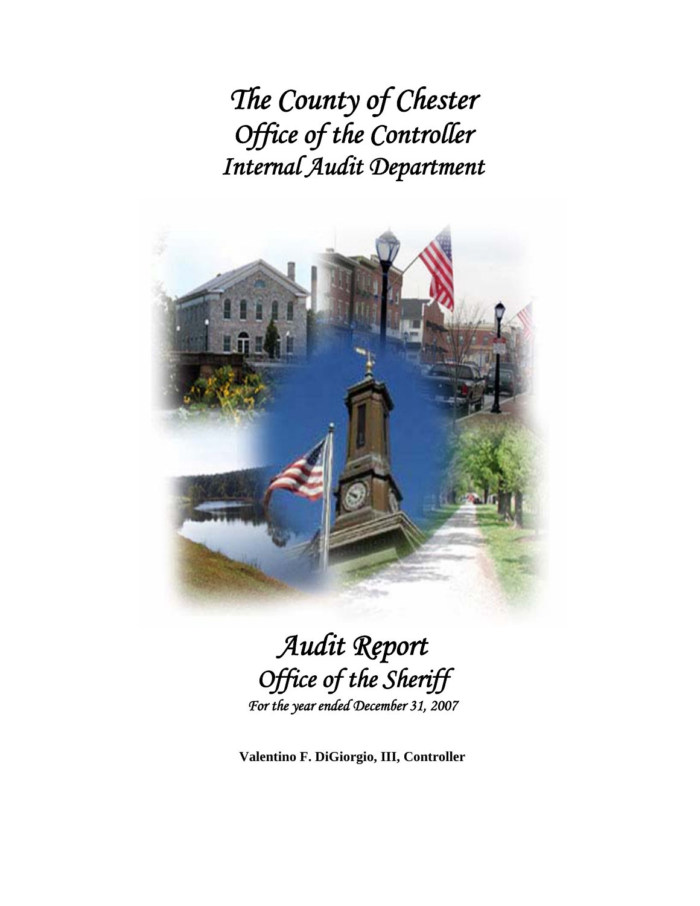# *The County of Chester*
# *Office of the Controller*
# *Internal Audit Department*

# *Audit Report*
## *Office of the Sheriff*
*For the year ended December 31, 2007*

**Valentino F. DiGiorgio, III, Controller**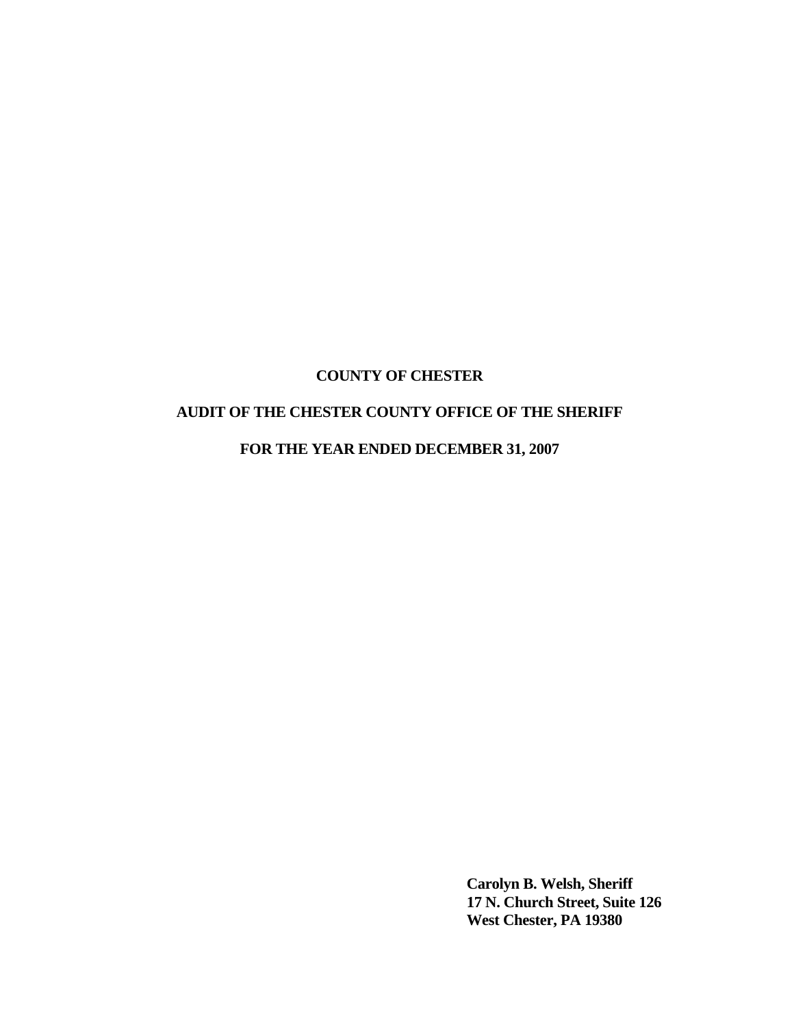**COUNTY OF CHESTER**

**AUDIT OF THE CHESTER COUNTY OFFICE OF THE SHERIFF**

**FOR THE YEAR ENDED DECEMBER 31, 2007**

**Carolyn B. Welsh, Sheriff**
**17 N. Church Street, Suite 126**
**West Chester, PA 19380**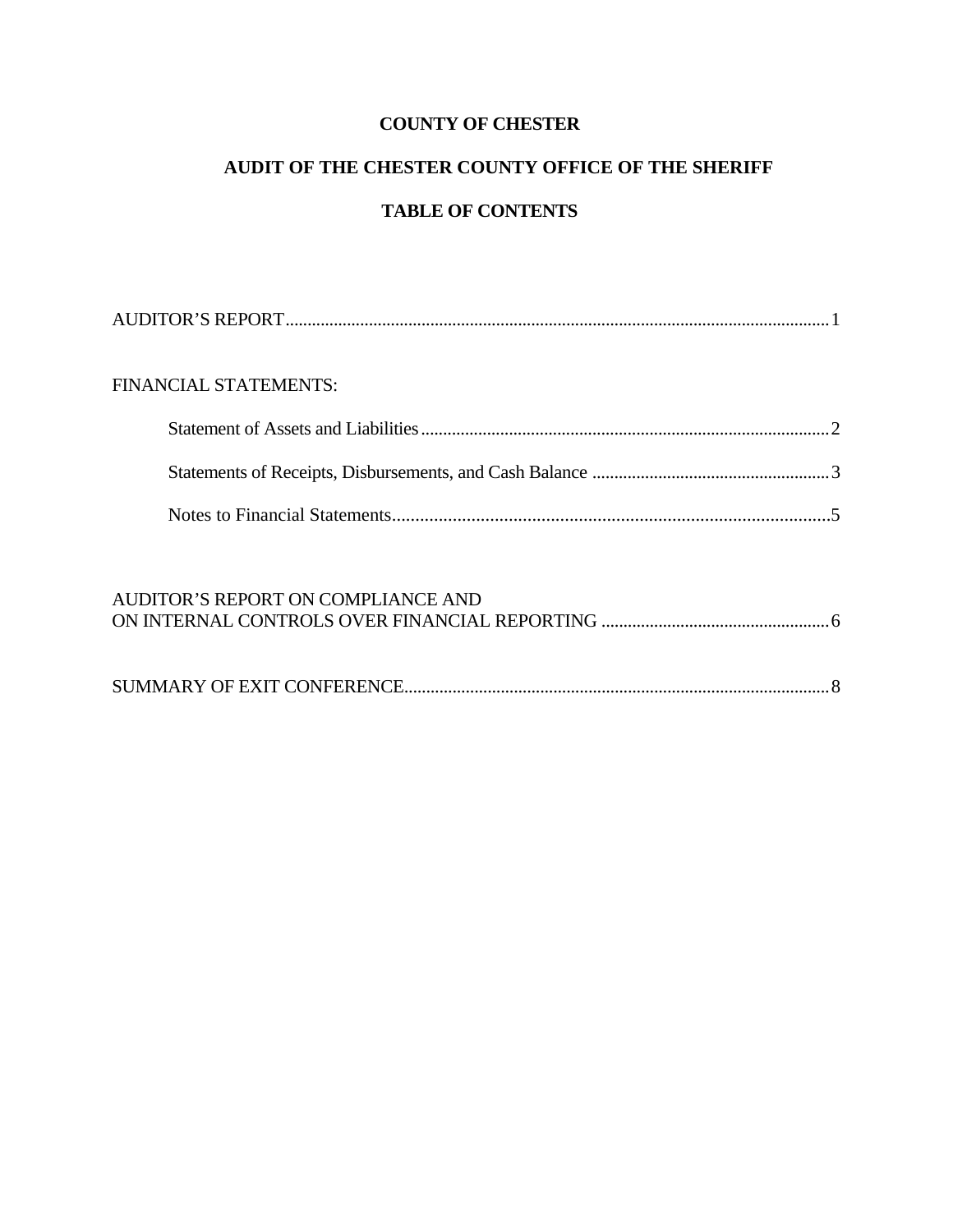# COUNTY OF CHESTER

## AUDIT OF THE CHESTER COUNTY OFFICE OF THE SHERIFF

## TABLE OF CONTENTS

AUDITOR'S REPORT .......... 1

FINANCIAL STATEMENTS:

- Statement of Assets and Liabilities .......... 2
- Statements of Receipts, Disbursements, and Cash Balance .......... 3
- Notes to Financial Statements .......... 5

AUDITOR'S REPORT ON COMPLIANCE AND ON INTERNAL CONTROLS OVER FINANCIAL REPORTING .......... 6

SUMMARY OF EXIT CONFERENCE .......... 8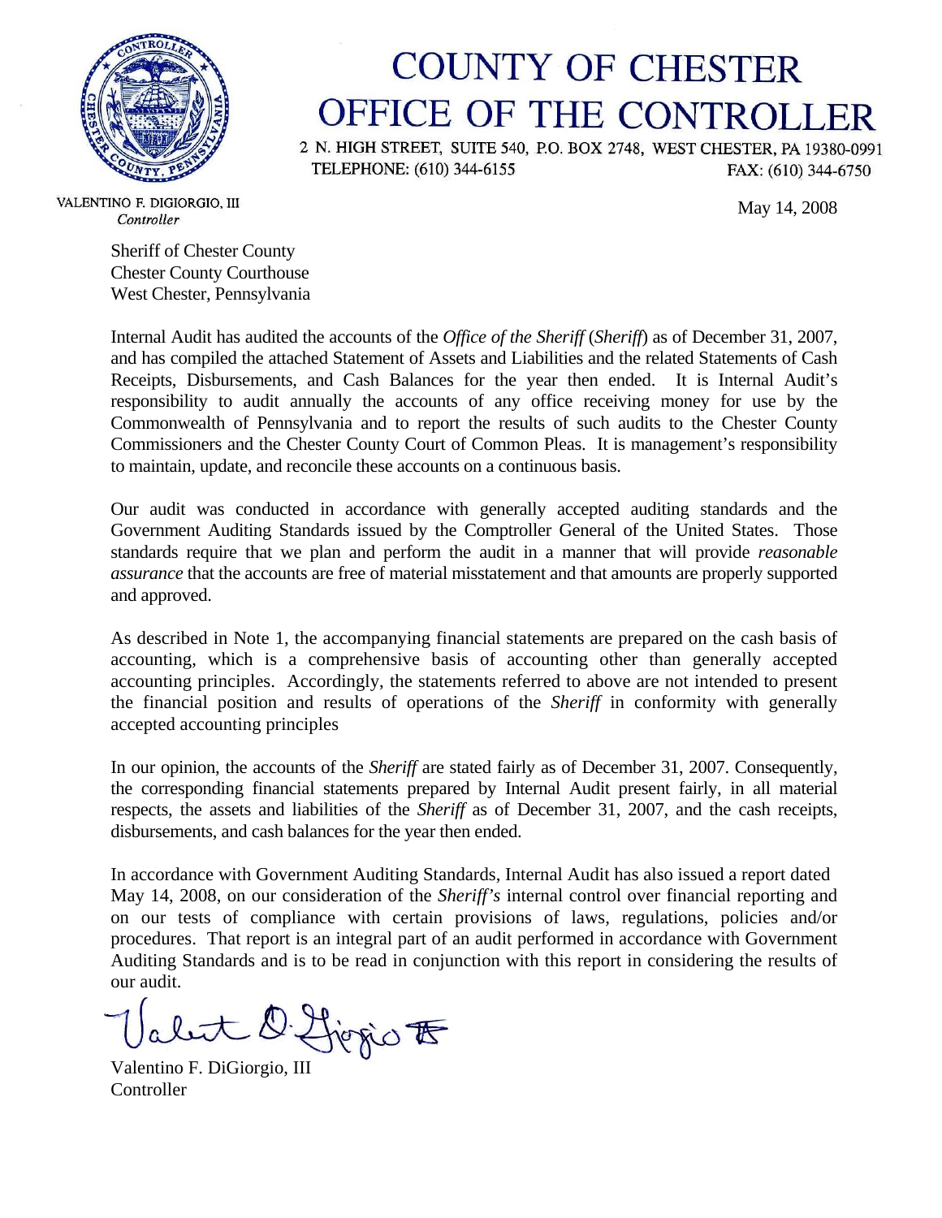# COUNTY OF CHESTER
# OFFICE OF THE CONTROLLER

2 N. HIGH STREET, SUITE 540, P.O. BOX 2748, WEST CHESTER, PA 19380-0991
TELEPHONE: (610) 344-6155 FAX: (610) 344-6750

VALENTINO F. DIGIORGIO, III
*Controller*

May 14, 2008

Sheriff of Chester County
Chester County Courthouse
West Chester, Pennsylvania

Internal Audit has audited the accounts of the *Office of the Sheriff* (*Sheriff*) as of December 31, 2007, and has compiled the attached Statement of Assets and Liabilities and the related Statements of Cash Receipts, Disbursements, and Cash Balances for the year then ended. It is Internal Audit's responsibility to audit annually the accounts of any office receiving money for use by the Commonwealth of Pennsylvania and to report the results of such audits to the Chester County Commissioners and the Chester County Court of Common Pleas. It is management's responsibility to maintain, update, and reconcile these accounts on a continuous basis.

Our audit was conducted in accordance with generally accepted auditing standards and the Government Auditing Standards issued by the Comptroller General of the United States. Those standards require that we plan and perform the audit in a manner that will provide *reasonable assurance* that the accounts are free of material misstatement and that amounts are properly supported and approved.

As described in Note 1, the accompanying financial statements are prepared on the cash basis of accounting, which is a comprehensive basis of accounting other than generally accepted accounting principles. Accordingly, the statements referred to above are not intended to present the financial position and results of operations of the *Sheriff* in conformity with generally accepted accounting principles

In our opinion, the accounts of the *Sheriff* are stated fairly as of December 31, 2007. Consequently, the corresponding financial statements prepared by Internal Audit present fairly, in all material respects, the assets and liabilities of the *Sheriff* as of December 31, 2007, and the cash receipts, disbursements, and cash balances for the year then ended.

In accordance with Government Auditing Standards, Internal Audit has also issued a report dated May 14, 2008, on our consideration of the *Sheriff's* internal control over financial reporting and on our tests of compliance with certain provisions of laws, regulations, policies and/or procedures. That report is an integral part of an audit performed in accordance with Government Auditing Standards and is to be read in conjunction with this report in considering the results of our audit.

Valentino F. DiGiorgio, III
Controller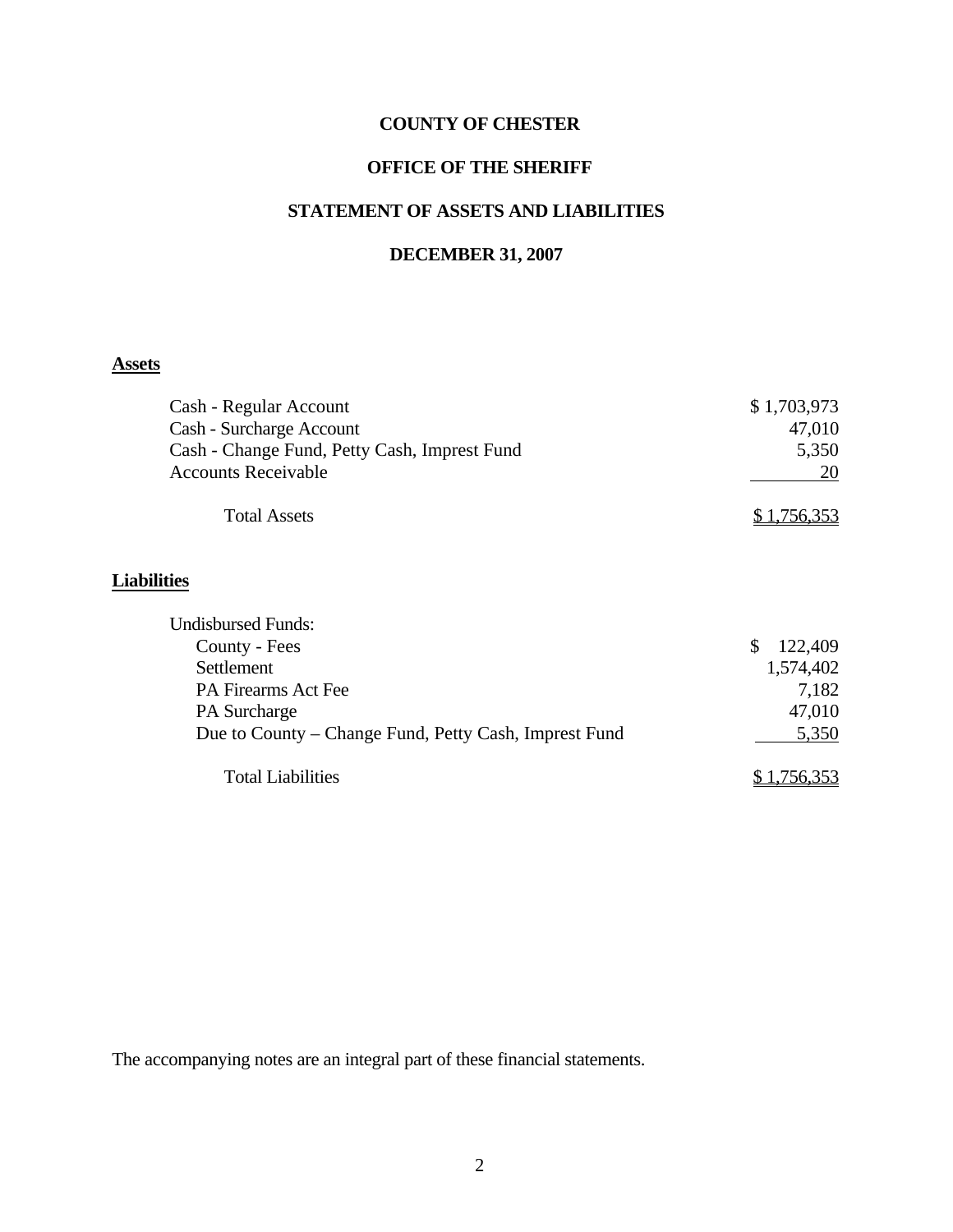# COUNTY OF CHESTER

## OFFICE OF THE SHERIFF

## STATEMENT OF ASSETS AND LIABILITIES

## DECEMBER 31, 2007

**Assets**

| | |
|---|---|
| Cash - Regular Account | $ 1,703,973 |
| Cash - Surcharge Account | 47,010 |
| Cash - Change Fund, Petty Cash, Imprest Fund | 5,350 |
| Accounts Receivable | 20 |
| Total Assets | $ 1,756,353 |

**Liabilities**

| | |
|---|---|
| Undisbursed Funds: | |
| County - Fees | $ 122,409 |
| Settlement | 1,574,402 |
| PA Firearms Act Fee | 7,182 |
| PA Surcharge | 47,010 |
| Due to County – Change Fund, Petty Cash, Imprest Fund | 5,350 |
| Total Liabilities | $ 1,756,353 |

The accompanying notes are an integral part of these financial statements.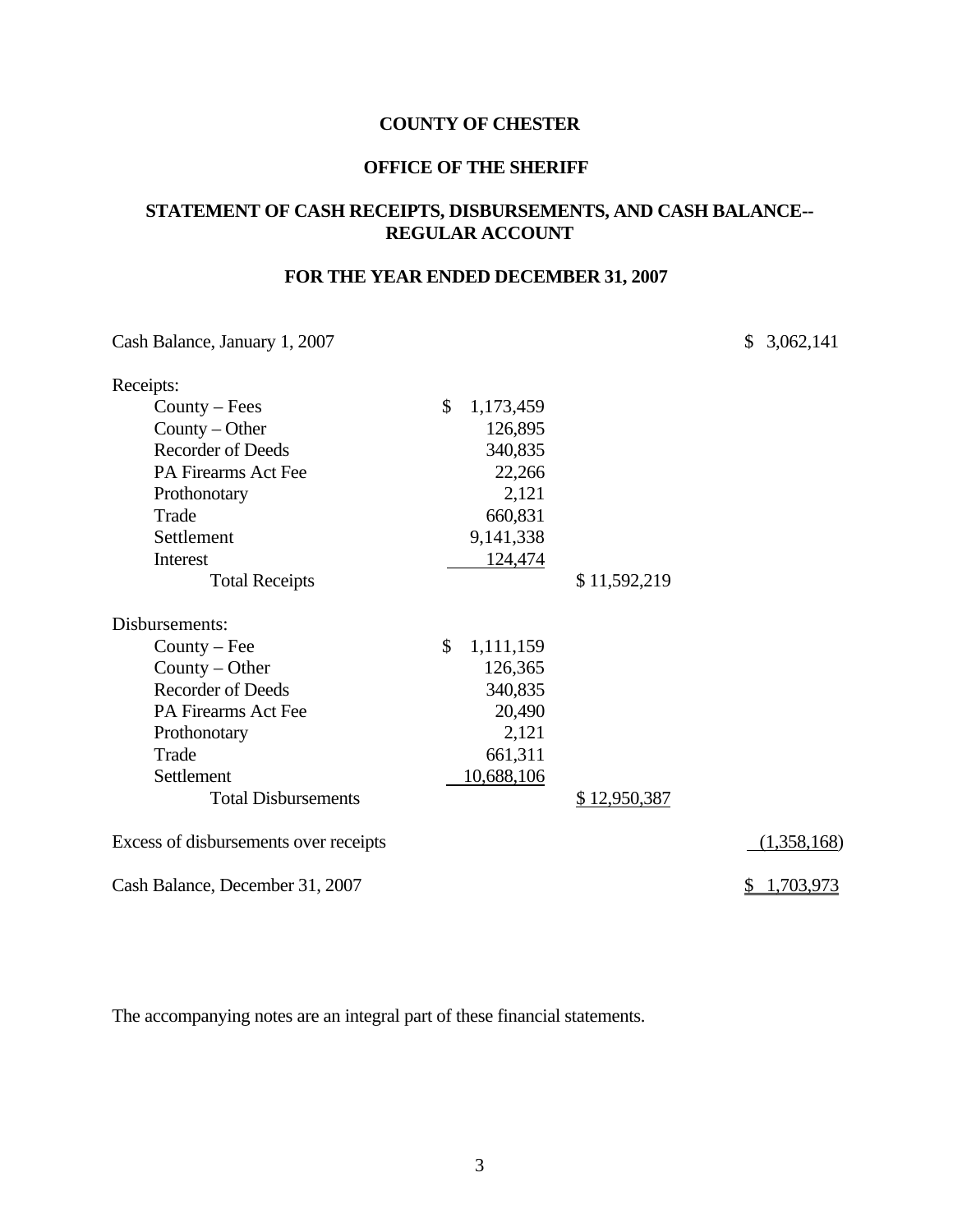**COUNTY OF CHESTER**

**OFFICE OF THE SHERIFF**

**STATEMENT OF CASH RECEIPTS, DISBURSEMENTS, AND CASH BALANCE-- REGULAR ACCOUNT**

**FOR THE YEAR ENDED DECEMBER 31, 2007**

| | | | |
|---|---|---|---|
| Cash Balance, January 1, 2007 | | | $ 3,062,141 |
| Receipts: | | | |
| County – Fees | $ 1,173,459 | | |
| County – Other | 126,895 | | |
| Recorder of Deeds | 340,835 | | |
| PA Firearms Act Fee | 22,266 | | |
| Prothonotary | 2,121 | | |
| Trade | 660,831 | | |
| Settlement | 9,141,338 | | |
| Interest | 124,474 | | |
| Total Receipts | | $ 11,592,219 | |
| Disbursements: | | | |
| County – Fee | $ 1,111,159 | | |
| County – Other | 126,365 | | |
| Recorder of Deeds | 340,835 | | |
| PA Firearms Act Fee | 20,490 | | |
| Prothonotary | 2,121 | | |
| Trade | 661,311 | | |
| Settlement | 10,688,106 | | |
| Total Disbursements | | $ 12,950,387 | |
| Excess of disbursements over receipts | | | (1,358,168) |
| Cash Balance, December 31, 2007 | | | $ 1,703,973 |

The accompanying notes are an integral part of these financial statements.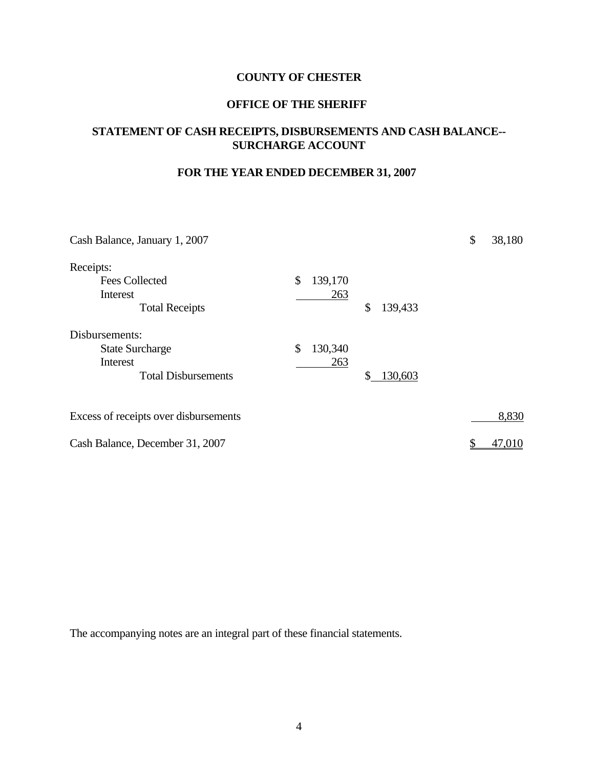**COUNTY OF CHESTER**

**OFFICE OF THE SHERIFF**

**STATEMENT OF CASH RECEIPTS, DISBURSEMENTS AND CASH BALANCE-- SURCHARGE ACCOUNT**

**FOR THE YEAR ENDED DECEMBER 31, 2007**

| | | | |
|---|---|---|---|
| Cash Balance, January 1, 2007 | | | $ 38,180 |
| Receipts: | | | |
| Fees Collected | $ 139,170 | | |
| Interest | 263 | | |
| Total Receipts | | $ 139,433 | |
| Disbursements: | | | |
| State Surcharge | $ 130,340 | | |
| Interest | 263 | | |
| Total Disbursements | | $ 130,603 | |
| Excess of receipts over disbursements | | | 8,830 |
| Cash Balance, December 31, 2007 | | | $ 47,010 |

The accompanying notes are an integral part of these financial statements.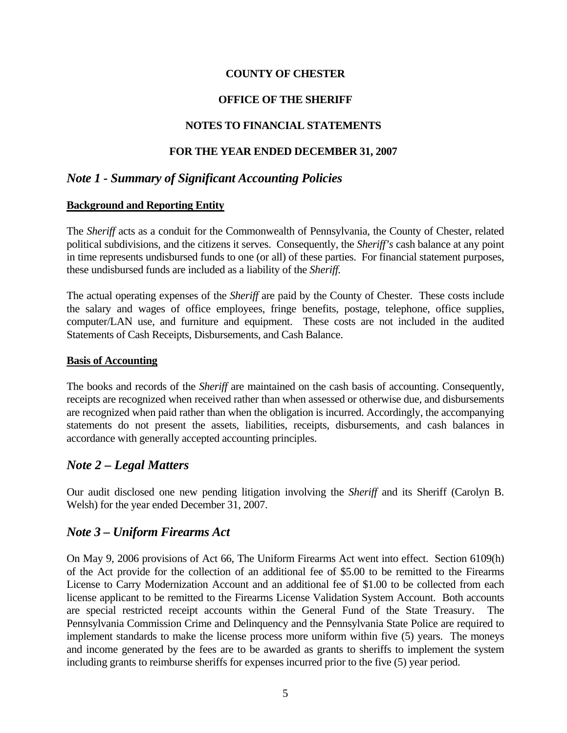**COUNTY OF CHESTER**

**OFFICE OF THE SHERIFF**

**NOTES TO FINANCIAL STATEMENTS**

**FOR THE YEAR ENDED DECEMBER 31, 2007**

## *Note 1 - Summary of Significant Accounting Policies*

**Background and Reporting Entity**

The *Sheriff* acts as a conduit for the Commonwealth of Pennsylvania, the County of Chester, related political subdivisions, and the citizens it serves. Consequently, the *Sheriff's* cash balance at any point in time represents undisbursed funds to one (or all) of these parties. For financial statement purposes, these undisbursed funds are included as a liability of the *Sheriff.*

The actual operating expenses of the *Sheriff* are paid by the County of Chester. These costs include the salary and wages of office employees, fringe benefits, postage, telephone, office supplies, computer/LAN use, and furniture and equipment. These costs are not included in the audited Statements of Cash Receipts, Disbursements, and Cash Balance.

**Basis of Accounting**

The books and records of the *Sheriff* are maintained on the cash basis of accounting. Consequently, receipts are recognized when received rather than when assessed or otherwise due, and disbursements are recognized when paid rather than when the obligation is incurred. Accordingly, the accompanying statements do not present the assets, liabilities, receipts, disbursements, and cash balances in accordance with generally accepted accounting principles.

## *Note 2 – Legal Matters*

Our audit disclosed one new pending litigation involving the *Sheriff* and its Sheriff (Carolyn B. Welsh) for the year ended December 31, 2007.

## *Note 3 – Uniform Firearms Act*

On May 9, 2006 provisions of Act 66, The Uniform Firearms Act went into effect. Section 6109(h) of the Act provide for the collection of an additional fee of $5.00 to be remitted to the Firearms License to Carry Modernization Account and an additional fee of $1.00 to be collected from each license applicant to be remitted to the Firearms License Validation System Account. Both accounts are special restricted receipt accounts within the General Fund of the State Treasury. The Pennsylvania Commission Crime and Delinquency and the Pennsylvania State Police are required to implement standards to make the license process more uniform within five (5) years. The moneys and income generated by the fees are to be awarded as grants to sheriffs to implement the system including grants to reimburse sheriffs for expenses incurred prior to the five (5) year period.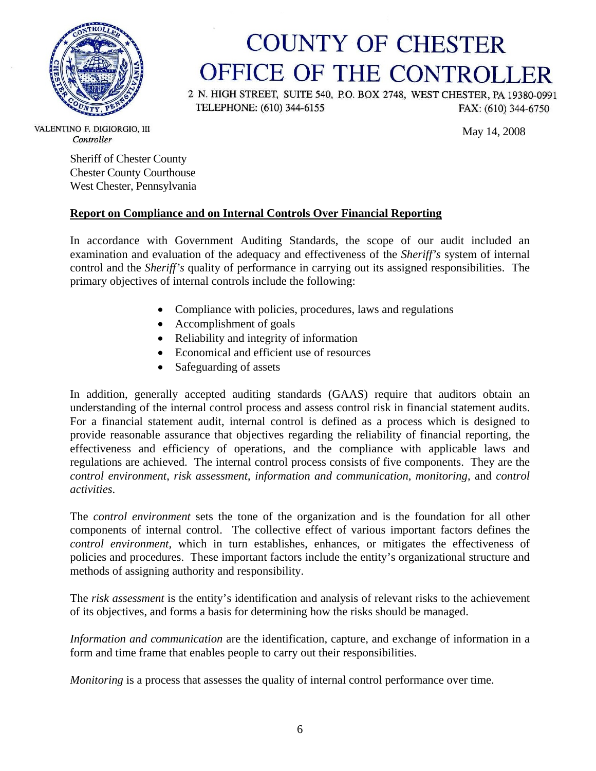# COUNTY OF CHESTER
# OFFICE OF THE CONTROLLER

2 N. HIGH STREET, SUITE 540, P.O. BOX 2748, WEST CHESTER, PA 19380-0991
TELEPHONE: (610) 344-6155 FAX: (610) 344-6750

VALENTINO F. DIGIORGIO, III
*Controller*

May 14, 2008

Sheriff of Chester County
Chester County Courthouse
West Chester, Pennsylvania

**Report on Compliance and on Internal Controls Over Financial Reporting**

In accordance with Government Auditing Standards, the scope of our audit included an examination and evaluation of the adequacy and effectiveness of the *Sheriff's* system of internal control and the *Sheriff's* quality of performance in carrying out its assigned responsibilities. The primary objectives of internal controls include the following:

- Compliance with policies, procedures, laws and regulations
- Accomplishment of goals
- Reliability and integrity of information
- Economical and efficient use of resources
- Safeguarding of assets

In addition, generally accepted auditing standards (GAAS) require that auditors obtain an understanding of the internal control process and assess control risk in financial statement audits. For a financial statement audit, internal control is defined as a process which is designed to provide reasonable assurance that objectives regarding the reliability of financial reporting, the effectiveness and efficiency of operations, and the compliance with applicable laws and regulations are achieved. The internal control process consists of five components. They are the *control environment*, *risk assessment*, *information and communication*, *monitoring*, and *control activities*.

The *control environment* sets the tone of the organization and is the foundation for all other components of internal control. The collective effect of various important factors defines the *control environment*, which in turn establishes, enhances, or mitigates the effectiveness of policies and procedures. These important factors include the entity's organizational structure and methods of assigning authority and responsibility.

The *risk assessment* is the entity's identification and analysis of relevant risks to the achievement of its objectives, and forms a basis for determining how the risks should be managed.

*Information and communication* are the identification, capture, and exchange of information in a form and time frame that enables people to carry out their responsibilities.

*Monitoring* is a process that assesses the quality of internal control performance over time.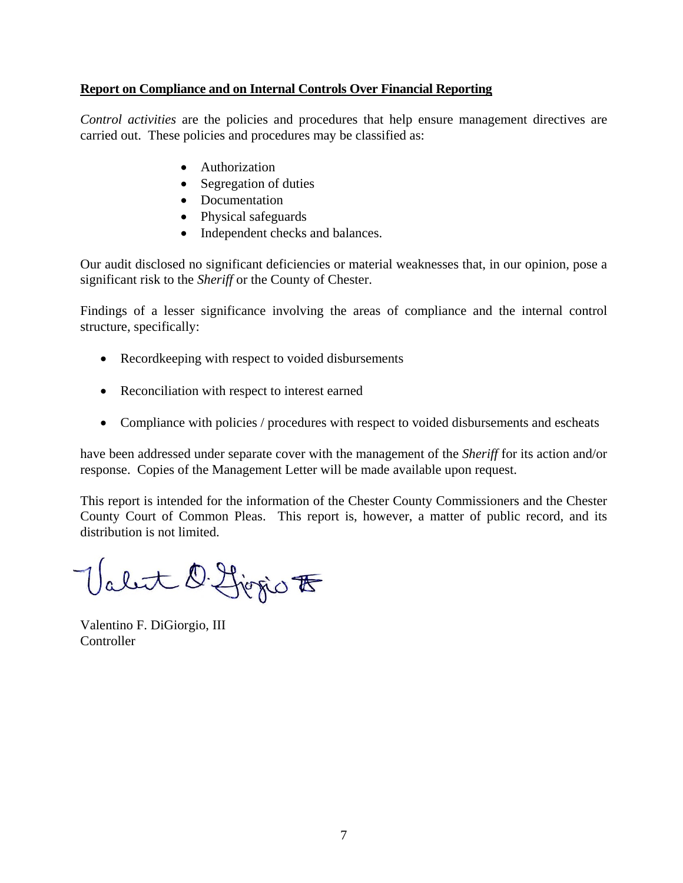**Report on Compliance and on Internal Controls Over Financial Reporting**

*Control activities* are the policies and procedures that help ensure management directives are carried out. These policies and procedures may be classified as:

- Authorization
- Segregation of duties
- Documentation
- Physical safeguards
- Independent checks and balances.

Our audit disclosed no significant deficiencies or material weaknesses that, in our opinion, pose a significant risk to the *Sheriff* or the County of Chester.

Findings of a lesser significance involving the areas of compliance and the internal control structure, specifically:

- Recordkeeping with respect to voided disbursements
- Reconciliation with respect to interest earned
- Compliance with policies / procedures with respect to voided disbursements and escheats

have been addressed under separate cover with the management of the *Sheriff* for its action and/or response. Copies of the Management Letter will be made available upon request.

This report is intended for the information of the Chester County Commissioners and the Chester County Court of Common Pleas. This report is, however, a matter of public record, and its distribution is not limited.

Valentino F. DiGiorgio, III
Controller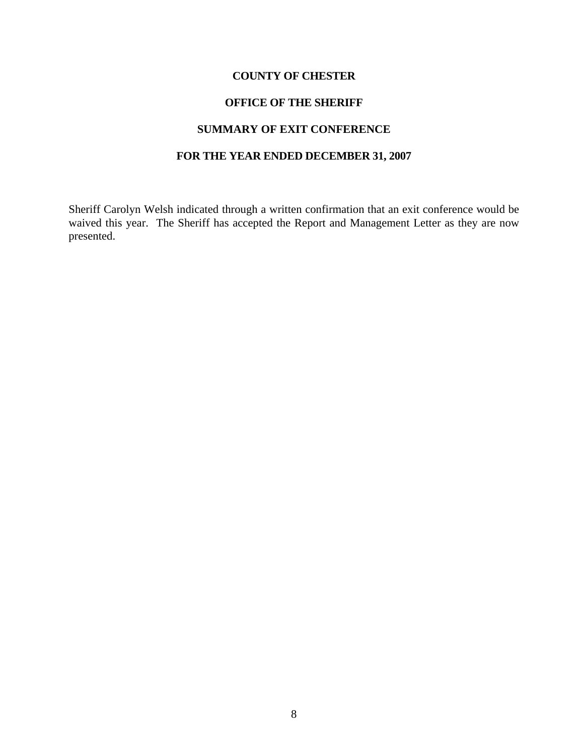# COUNTY OF CHESTER

## OFFICE OF THE SHERIFF

## SUMMARY OF EXIT CONFERENCE

## FOR THE YEAR ENDED DECEMBER 31, 2007

Sheriff Carolyn Welsh indicated through a written confirmation that an exit conference would be waived this year. The Sheriff has accepted the Report and Management Letter as they are now presented.